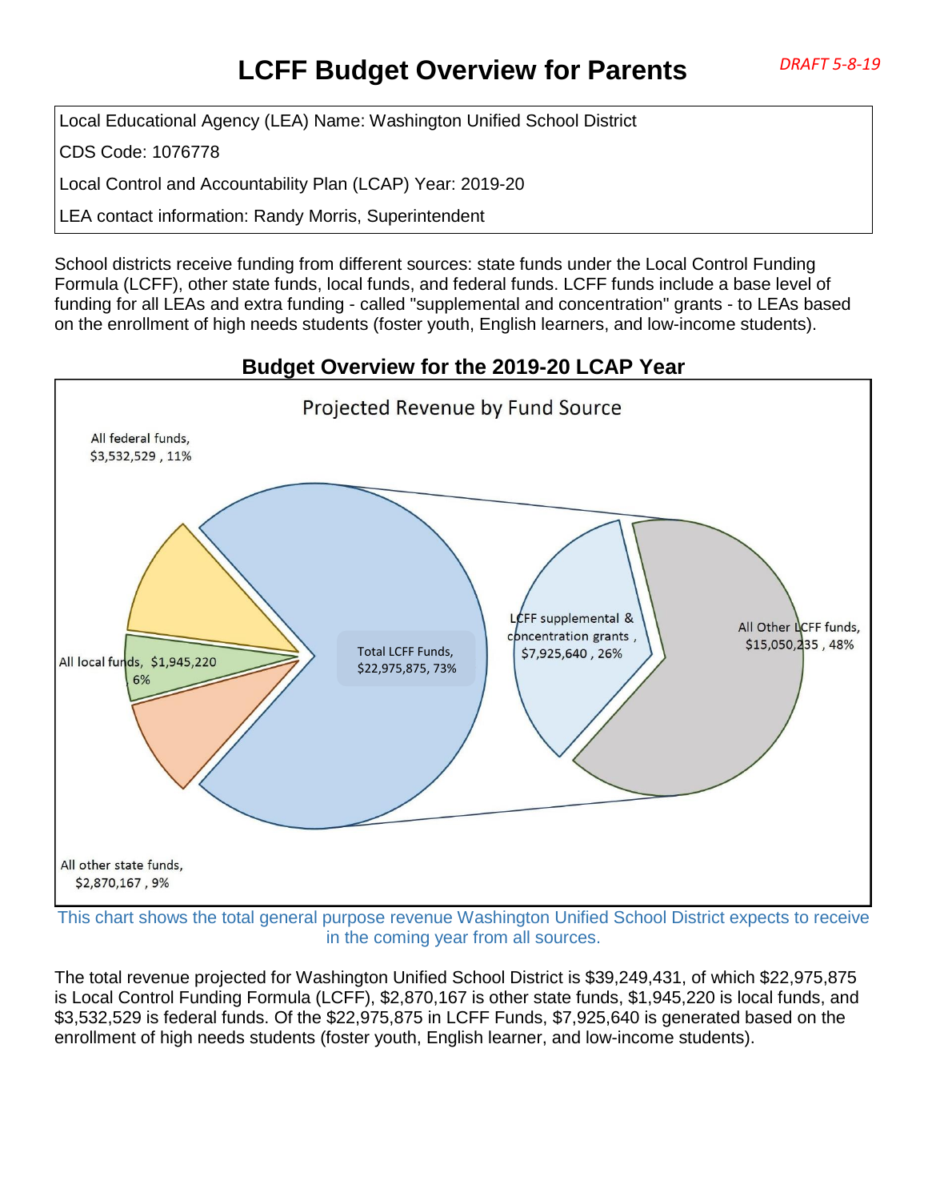# LCFF Budget Overview for Parents

*DRAFT 5-8-19*

| |
|---|
| Local Educational Agency (LEA) Name: Washington Unified School District |
| CDS Code: 1076778 |
| Local Control and Accountability Plan (LCAP) Year: 2019-20 |
| LEA contact information: Randy Morris, Superintendent |

School districts receive funding from different sources: state funds under the Local Control Funding Formula (LCFF), other state funds, local funds, and federal funds. LCFF funds include a base level of funding for all LEAs and extra funding - called "supplemental and concentration" grants - to LEAs based on the enrollment of high needs students (foster youth, English learners, and low-income students).

## Budget Overview for the 2019-20 LCAP Year

Projected Revenue by Fund Source

- All federal funds, $3,532,529 , 11%
- All local funds, $1,945,220 6%
- All other state funds, $2,870,167 , 9%
- Total LCFF Funds, $22,975,875, 73%
  - LCFF supplemental & concentration grants , $7,925,640 , 26%
  - All Other LCFF funds, $15,050,235 , 48%

This chart shows the total general purpose revenue Washington Unified School District expects to receive in the coming year from all sources.

The total revenue projected for Washington Unified School District is $39,249,431, of which $22,975,875 is Local Control Funding Formula (LCFF), $2,870,167 is other state funds, $1,945,220 is local funds, and $3,532,529 is federal funds. Of the $22,975,875 in LCFF Funds, $7,925,640 is generated based on the enrollment of high needs students (foster youth, English learner, and low-income students).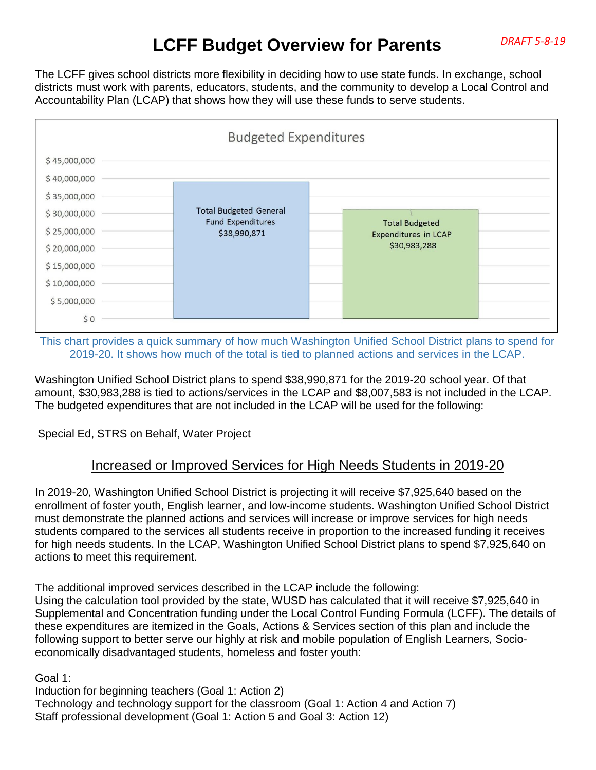# LCFF Budget Overview for Parents

*DRAFT 5-8-19*

The LCFF gives school districts more flexibility in deciding how to use state funds. In exchange, school districts must work with parents, educators, students, and the community to develop a Local Control and Accountability Plan (LCAP) that shows how they will use these funds to serve students.

**Budgeted Expenditures**

| Category | Amount |
|---|---|
| Total Budgeted General Fund Expenditures | $38,990,871 |
| Total Budgeted Expenditures in LCAP | $30,983,288 |

This chart provides a quick summary of how much Washington Unified School District plans to spend for 2019-20. It shows how much of the total is tied to planned actions and services in the LCAP.

Washington Unified School District plans to spend $38,990,871 for the 2019-20 school year. Of that amount, $30,983,288 is tied to actions/services in the LCAP and $8,007,583 is not included in the LCAP. The budgeted expenditures that are not included in the LCAP will be used for the following:

Special Ed, STRS on Behalf, Water Project

## Increased or Improved Services for High Needs Students in 2019-20

In 2019-20, Washington Unified School District is projecting it will receive $7,925,640 based on the enrollment of foster youth, English learner, and low-income students. Washington Unified School District must demonstrate the planned actions and services will increase or improve services for high needs students compared to the services all students receive in proportion to the increased funding it receives for high needs students. In the LCAP, Washington Unified School District plans to spend $7,925,640 on actions to meet this requirement.

The additional improved services described in the LCAP include the following:
Using the calculation tool provided by the state, WUSD has calculated that it will receive $7,925,640 in Supplemental and Concentration funding under the Local Control Funding Formula (LCFF). The details of these expenditures are itemized in the Goals, Actions & Services section of this plan and include the following support to better serve our highly at risk and mobile population of English Learners, Socio-economically disadvantaged students, homeless and foster youth:

Goal 1:
Induction for beginning teachers (Goal 1: Action 2)
Technology and technology support for the classroom (Goal 1: Action 4 and Action 7)
Staff professional development (Goal 1: Action 5 and Goal 3: Action 12)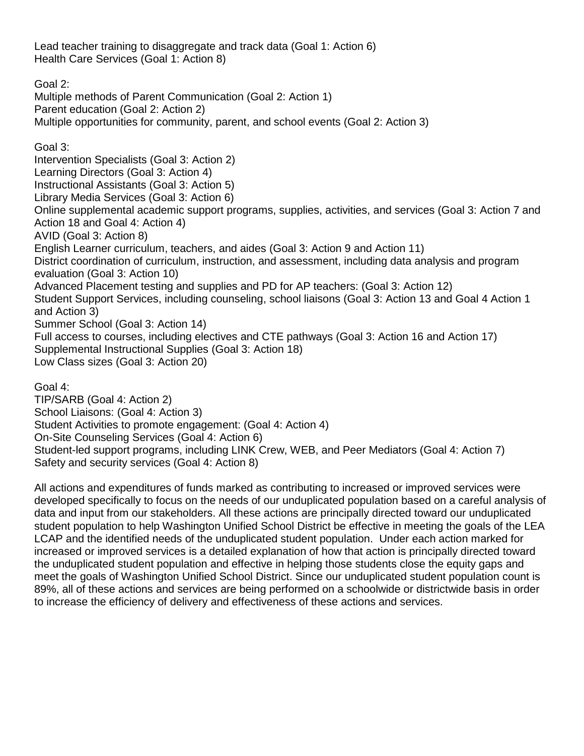Lead teacher training to disaggregate and track data (Goal 1: Action 6)
Health Care Services (Goal 1: Action 8)

Goal 2:
Multiple methods of Parent Communication (Goal 2: Action 1)
Parent education (Goal 2: Action 2)
Multiple opportunities for community, parent, and school events (Goal 2: Action 3)

Goal 3:
Intervention Specialists (Goal 3: Action 2)
Learning Directors (Goal 3: Action 4)
Instructional Assistants (Goal 3: Action 5)
Library Media Services (Goal 3: Action 6)
Online supplemental academic support programs, supplies, activities, and services (Goal 3: Action 7 and Action 18 and Goal 4: Action 4)
AVID (Goal 3: Action 8)
English Learner curriculum, teachers, and aides (Goal 3: Action 9 and Action 11)
District coordination of curriculum, instruction, and assessment, including data analysis and program evaluation (Goal 3: Action 10)
Advanced Placement testing and supplies and PD for AP teachers: (Goal 3: Action 12)
Student Support Services, including counseling, school liaisons (Goal 3: Action 13 and Goal 4 Action 1 and Action 3)
Summer School (Goal 3: Action 14)
Full access to courses, including electives and CTE pathways (Goal 3: Action 16 and Action 17)
Supplemental Instructional Supplies (Goal 3: Action 18)
Low Class sizes (Goal 3: Action 20)

Goal 4:
TIP/SARB (Goal 4: Action 2)
School Liaisons: (Goal 4: Action 3)
Student Activities to promote engagement: (Goal 4: Action 4)
On-Site Counseling Services (Goal 4: Action 6)
Student-led support programs, including LINK Crew, WEB, and Peer Mediators (Goal 4: Action 7)
Safety and security services (Goal 4: Action 8)

All actions and expenditures of funds marked as contributing to increased or improved services were developed specifically to focus on the needs of our unduplicated population based on a careful analysis of data and input from our stakeholders. All these actions are principally directed toward our unduplicated student population to help Washington Unified School District be effective in meeting the goals of the LEA LCAP and the identified needs of the unduplicated student population. Under each action marked for increased or improved services is a detailed explanation of how that action is principally directed toward the unduplicated student population and effective in helping those students close the equity gaps and meet the goals of Washington Unified School District. Since our unduplicated student population count is 89%, all of these actions and services are being performed on a schoolwide or districtwide basis in order to increase the efficiency of delivery and effectiveness of these actions and services.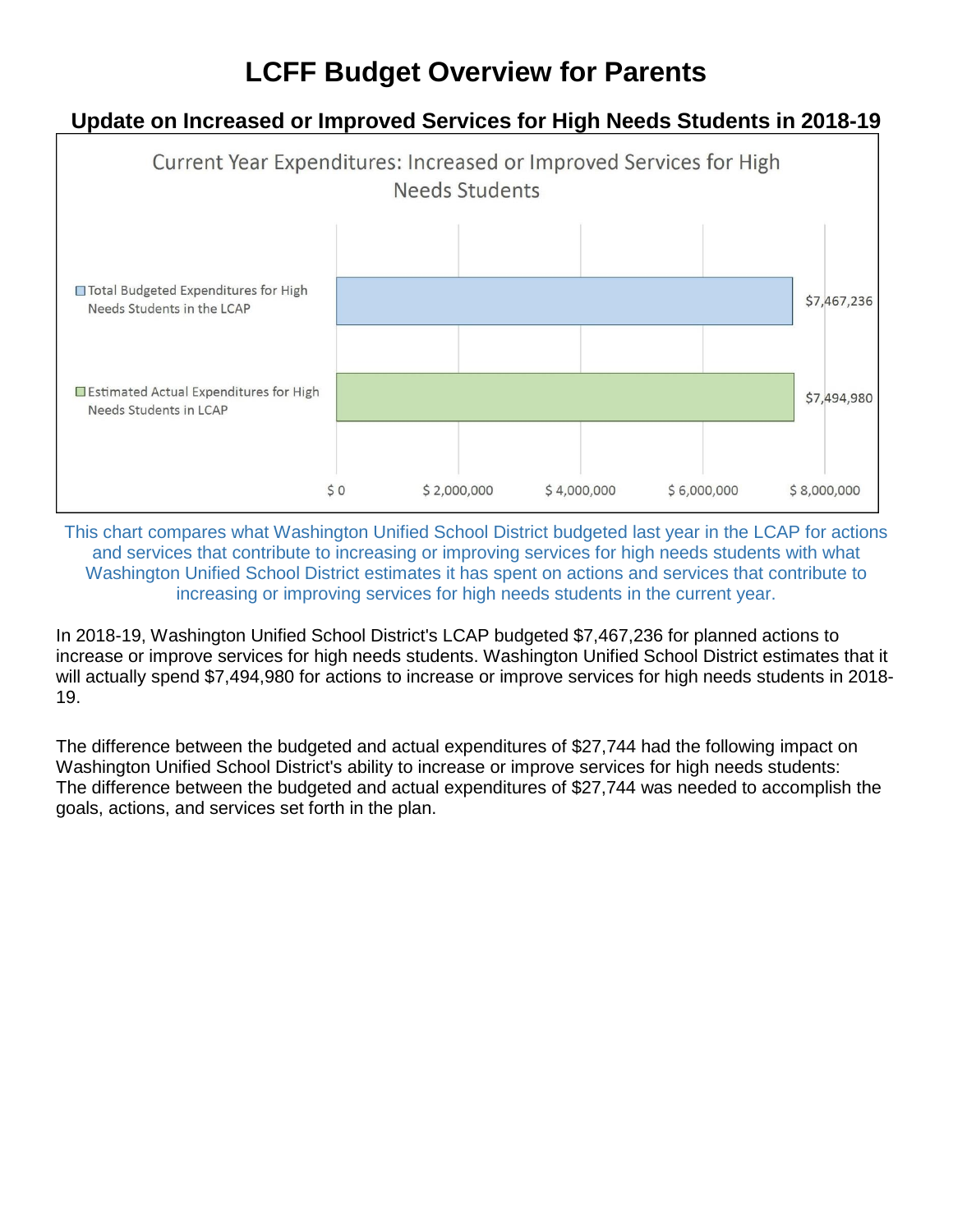# LCFF Budget Overview for Parents

## Update on Increased or Improved Services for High Needs Students in 2018-19

Current Year Expenditures: Increased or Improved Services for High Needs Students

Total Budgeted Expenditures for High Needs Students in the LCAP

$7,467,236

Estimated Actual Expenditures for High Needs Students in LCAP

$7,494,980

$ 0

$ 2,000,000

$ 4,000,000

$ 6,000,000

$ 8,000,000

This chart compares what Washington Unified School District budgeted last year in the LCAP for actions and services that contribute to increasing or improving services for high needs students with what Washington Unified School District estimates it has spent on actions and services that contribute to increasing or improving services for high needs students in the current year.

In 2018-19, Washington Unified School District's LCAP budgeted $7,467,236 for planned actions to increase or improve services for high needs students. Washington Unified School District estimates that it will actually spend $7,494,980 for actions to increase or improve services for high needs students in 2018-19.

The difference between the budgeted and actual expenditures of $27,744 had the following impact on Washington Unified School District's ability to increase or improve services for high needs students:
The difference between the budgeted and actual expenditures of $27,744 was needed to accomplish the goals, actions, and services set forth in the plan.